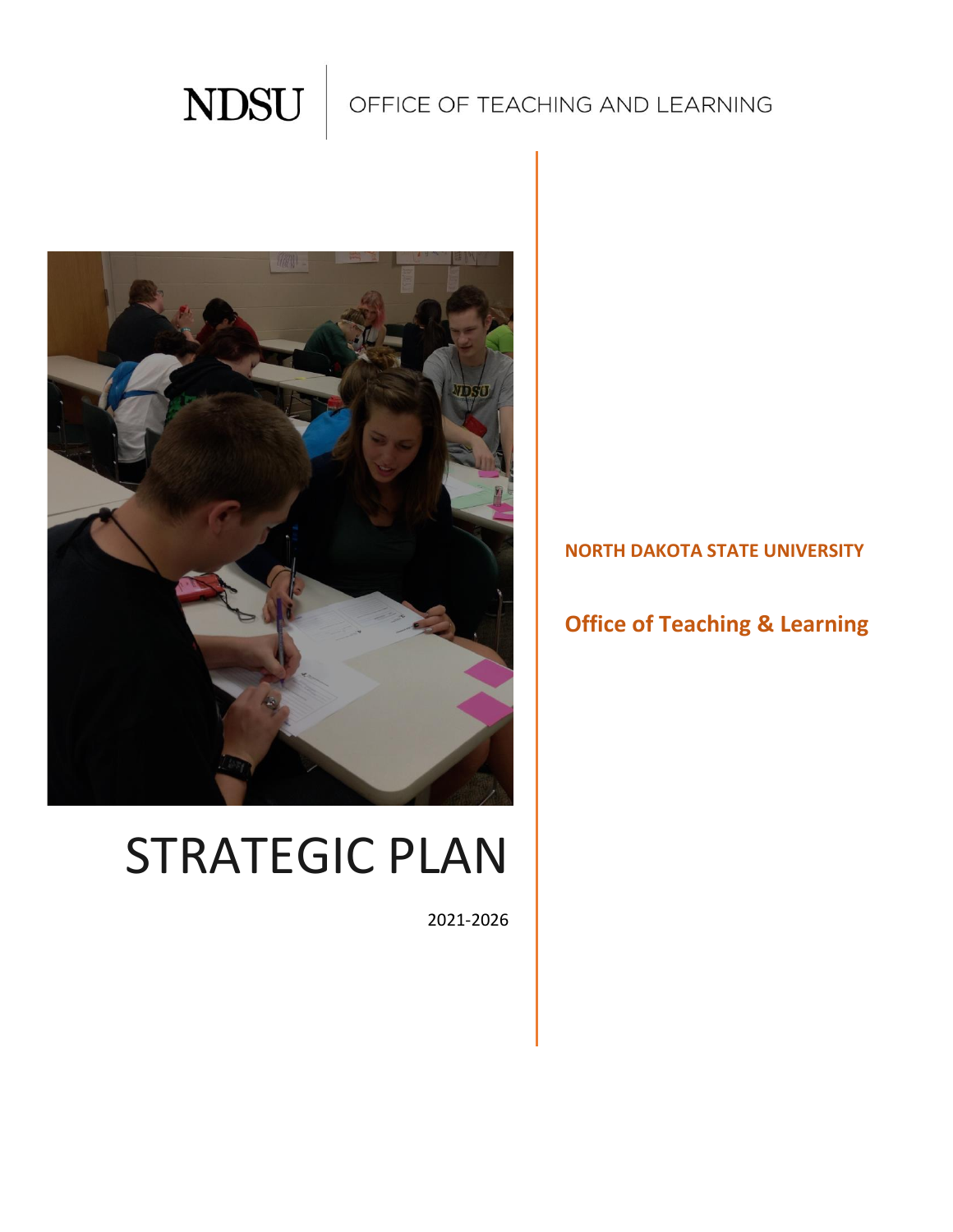NDSU | OFFICE OF TEACHING AND LEARNING

# STRATEGIC PLAN

2021-2026

**NORTH DAKOTA STATE UNIVERSITY**

**Office of Teaching & Learning**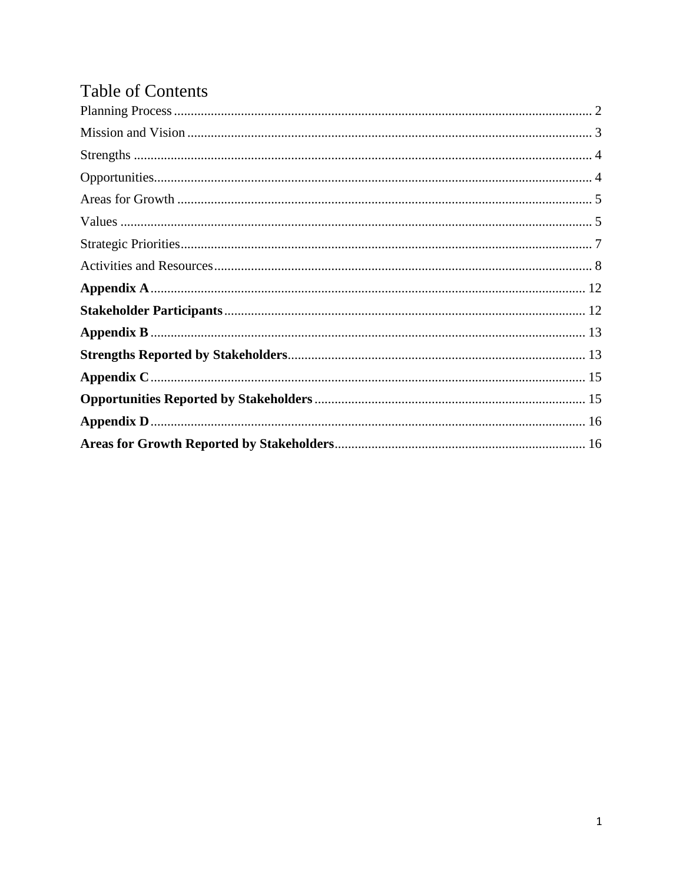# Table of Contents

Planning Process ........................................................................................................................ 2

Mission and Vision ..................................................................................................................... 3

Strengths ..................................................................................................................................... 4

Opportunities............................................................................................................................... 4

Areas for Growth ........................................................................................................................ 5

Values ......................................................................................................................................... 5

Strategic Priorities....................................................................................................................... 7

Activities and Resources............................................................................................................. 8

**Appendix A** ............................................................................................................................. 12

**Stakeholder Participants** ......................................................................................................... 12

**Appendix B** ............................................................................................................................. 13

**Strengths Reported by Stakeholders**...................................................................................... 13

**Appendix C** ............................................................................................................................. 15

**Opportunities Reported by Stakeholders** .............................................................................. 15

**Appendix D** ............................................................................................................................. 16

**Areas for Growth Reported by Stakeholders**......................................................................... 16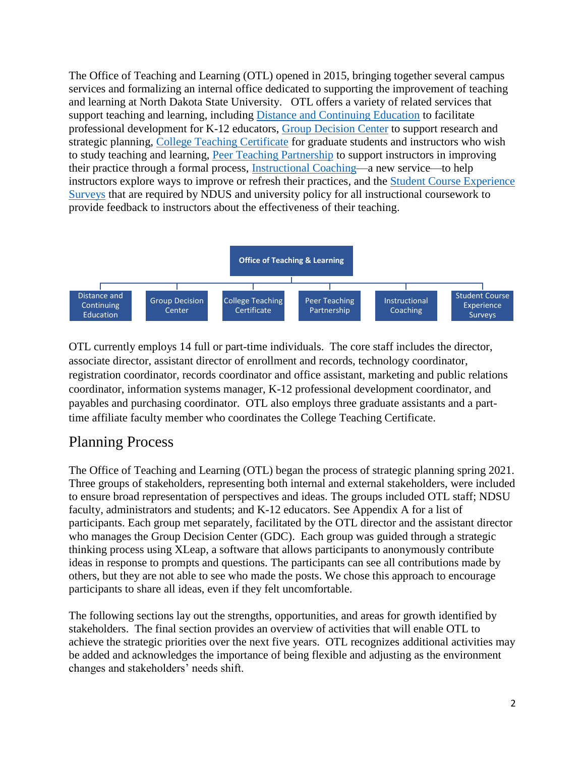The Office of Teaching and Learning (OTL) opened in 2015, bringing together several campus services and formalizing an internal office dedicated to supporting the improvement of teaching and learning at North Dakota State University. OTL offers a variety of related services that support teaching and learning, including [Distance and Continuing Education](#) to facilitate professional development for K-12 educators, [Group Decision Center](#) to support research and strategic planning, [College Teaching Certificate](#) for graduate students and instructors who wish to study teaching and learning, [Peer Teaching Partnership](#) to support instructors in improving their practice through a formal process, [Instructional Coaching](#)—a new service—to help instructors explore ways to improve or refresh their practices, and the [Student Course Experience Surveys](#) that are required by NDUS and university policy for all instructional coursework to provide feedback to instructors about the effectiveness of their teaching.

- **Office of Teaching & Learning**
  - Distance and Continuing Education
  - Group Decision Center
  - College Teaching Certificate
  - Peer Teaching Partnership
  - Instructional Coaching
  - Student Course Experience Surveys

OTL currently employs 14 full or part-time individuals. The core staff includes the director, associate director, assistant director of enrollment and records, technology coordinator, registration coordinator, records coordinator and office assistant, marketing and public relations coordinator, information systems manager, K-12 professional development coordinator, and payables and purchasing coordinator. OTL also employs three graduate assistants and a part-time affiliate faculty member who coordinates the College Teaching Certificate.

## Planning Process

The Office of Teaching and Learning (OTL) began the process of strategic planning spring 2021. Three groups of stakeholders, representing both internal and external stakeholders, were included to ensure broad representation of perspectives and ideas. The groups included OTL staff; NDSU faculty, administrators and students; and K-12 educators. See Appendix A for a list of participants. Each group met separately, facilitated by the OTL director and the assistant director who manages the Group Decision Center (GDC). Each group was guided through a strategic thinking process using XLeap, a software that allows participants to anonymously contribute ideas in response to prompts and questions. The participants can see all contributions made by others, but they are not able to see who made the posts. We chose this approach to encourage participants to share all ideas, even if they felt uncomfortable.

The following sections lay out the strengths, opportunities, and areas for growth identified by stakeholders. The final section provides an overview of activities that will enable OTL to achieve the strategic priorities over the next five years. OTL recognizes additional activities may be added and acknowledges the importance of being flexible and adjusting as the environment changes and stakeholders' needs shift.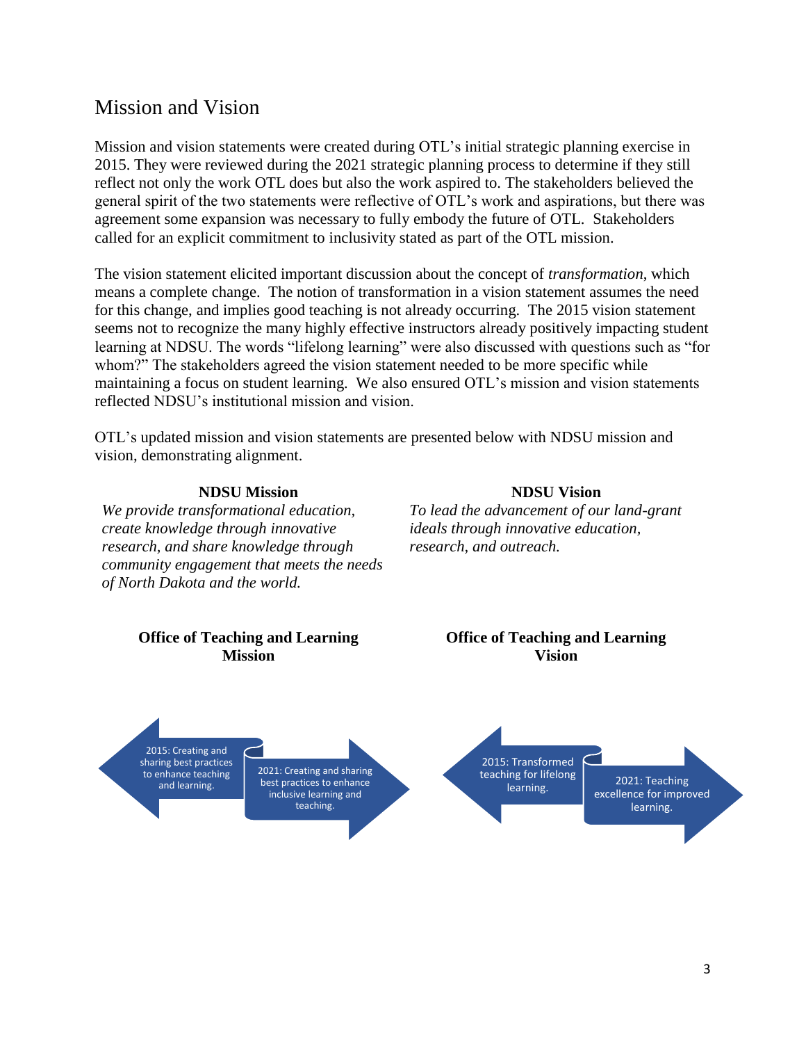## Mission and Vision

Mission and vision statements were created during OTL's initial strategic planning exercise in 2015. They were reviewed during the 2021 strategic planning process to determine if they still reflect not only the work OTL does but also the work aspired to. The stakeholders believed the general spirit of the two statements were reflective of OTL's work and aspirations, but there was agreement some expansion was necessary to fully embody the future of OTL. Stakeholders called for an explicit commitment to inclusivity stated as part of the OTL mission.

The vision statement elicited important discussion about the concept of *transformation*, which means a complete change. The notion of transformation in a vision statement assumes the need for this change, and implies good teaching is not already occurring. The 2015 vision statement seems not to recognize the many highly effective instructors already positively impacting student learning at NDSU. The words "lifelong learning" were also discussed with questions such as "for whom?" The stakeholders agreed the vision statement needed to be more specific while maintaining a focus on student learning. We also ensured OTL's mission and vision statements reflected NDSU's institutional mission and vision.

OTL's updated mission and vision statements are presented below with NDSU mission and vision, demonstrating alignment.

**NDSU Mission**

*We provide transformational education, create knowledge through innovative research, and share knowledge through community engagement that meets the needs of North Dakota and the world.*

**NDSU Vision**

*To lead the advancement of our land-grant ideals through innovative education, research, and outreach.*

**Office of Teaching and Learning Mission**

2015: Creating and sharing best practices to enhance teaching and learning.

2021: Creating and sharing best practices to enhance inclusive learning and teaching.

**Office of Teaching and Learning Vision**

2015: Transformed teaching for lifelong learning.

2021: Teaching excellence for improved learning.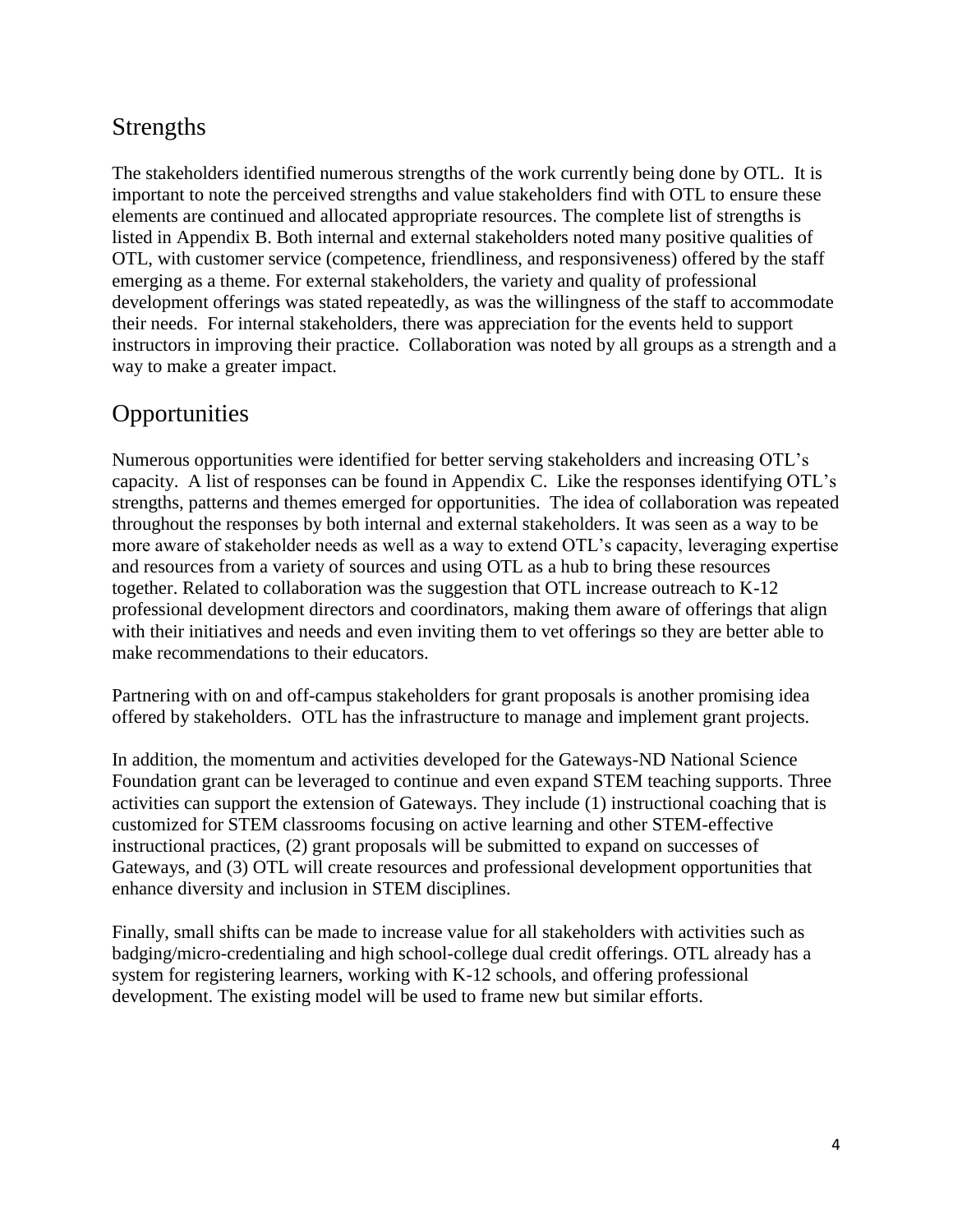## Strengths

The stakeholders identified numerous strengths of the work currently being done by OTL. It is important to note the perceived strengths and value stakeholders find with OTL to ensure these elements are continued and allocated appropriate resources. The complete list of strengths is listed in Appendix B. Both internal and external stakeholders noted many positive qualities of OTL, with customer service (competence, friendliness, and responsiveness) offered by the staff emerging as a theme. For external stakeholders, the variety and quality of professional development offerings was stated repeatedly, as was the willingness of the staff to accommodate their needs. For internal stakeholders, there was appreciation for the events held to support instructors in improving their practice. Collaboration was noted by all groups as a strength and a way to make a greater impact.

## Opportunities

Numerous opportunities were identified for better serving stakeholders and increasing OTL's capacity. A list of responses can be found in Appendix C. Like the responses identifying OTL's strengths, patterns and themes emerged for opportunities. The idea of collaboration was repeated throughout the responses by both internal and external stakeholders. It was seen as a way to be more aware of stakeholder needs as well as a way to extend OTL's capacity, leveraging expertise and resources from a variety of sources and using OTL as a hub to bring these resources together. Related to collaboration was the suggestion that OTL increase outreach to K-12 professional development directors and coordinators, making them aware of offerings that align with their initiatives and needs and even inviting them to vet offerings so they are better able to make recommendations to their educators.

Partnering with on and off-campus stakeholders for grant proposals is another promising idea offered by stakeholders. OTL has the infrastructure to manage and implement grant projects.

In addition, the momentum and activities developed for the Gateways-ND National Science Foundation grant can be leveraged to continue and even expand STEM teaching supports. Three activities can support the extension of Gateways. They include (1) instructional coaching that is customized for STEM classrooms focusing on active learning and other STEM-effective instructional practices, (2) grant proposals will be submitted to expand on successes of Gateways, and (3) OTL will create resources and professional development opportunities that enhance diversity and inclusion in STEM disciplines.

Finally, small shifts can be made to increase value for all stakeholders with activities such as badging/micro-credentialing and high school-college dual credit offerings. OTL already has a system for registering learners, working with K-12 schools, and offering professional development. The existing model will be used to frame new but similar efforts.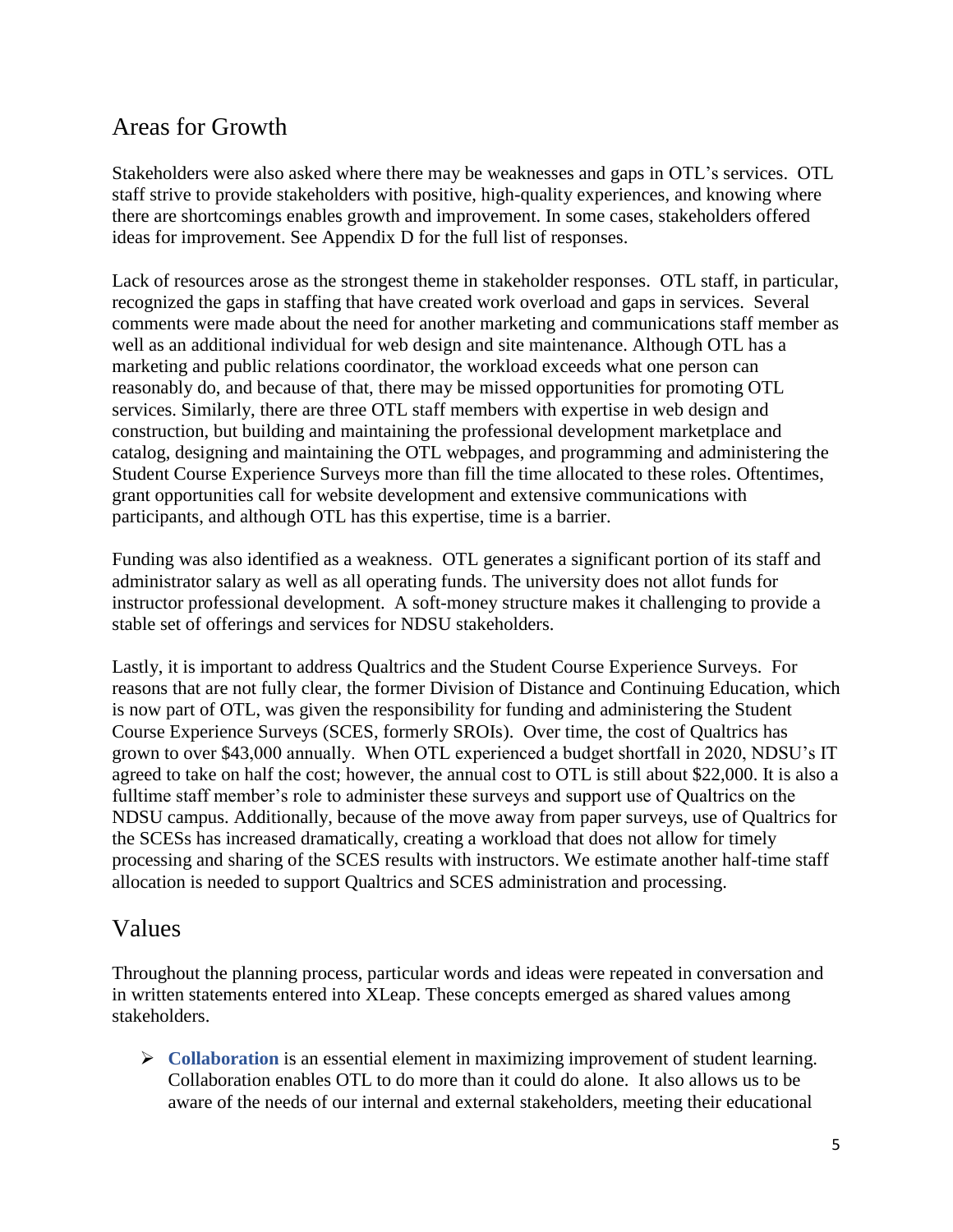## Areas for Growth

Stakeholders were also asked where there may be weaknesses and gaps in OTL's services. OTL staff strive to provide stakeholders with positive, high-quality experiences, and knowing where there are shortcomings enables growth and improvement. In some cases, stakeholders offered ideas for improvement. See Appendix D for the full list of responses.

Lack of resources arose as the strongest theme in stakeholder responses. OTL staff, in particular, recognized the gaps in staffing that have created work overload and gaps in services. Several comments were made about the need for another marketing and communications staff member as well as an additional individual for web design and site maintenance. Although OTL has a marketing and public relations coordinator, the workload exceeds what one person can reasonably do, and because of that, there may be missed opportunities for promoting OTL services. Similarly, there are three OTL staff members with expertise in web design and construction, but building and maintaining the professional development marketplace and catalog, designing and maintaining the OTL webpages, and programming and administering the Student Course Experience Surveys more than fill the time allocated to these roles. Oftentimes, grant opportunities call for website development and extensive communications with participants, and although OTL has this expertise, time is a barrier.

Funding was also identified as a weakness. OTL generates a significant portion of its staff and administrator salary as well as all operating funds. The university does not allot funds for instructor professional development. A soft-money structure makes it challenging to provide a stable set of offerings and services for NDSU stakeholders.

Lastly, it is important to address Qualtrics and the Student Course Experience Surveys. For reasons that are not fully clear, the former Division of Distance and Continuing Education, which is now part of OTL, was given the responsibility for funding and administering the Student Course Experience Surveys (SCES, formerly SROIs). Over time, the cost of Qualtrics has grown to over $43,000 annually. When OTL experienced a budget shortfall in 2020, NDSU's IT agreed to take on half the cost; however, the annual cost to OTL is still about $22,000. It is also a fulltime staff member's role to administer these surveys and support use of Qualtrics on the NDSU campus. Additionally, because of the move away from paper surveys, use of Qualtrics for the SCESs has increased dramatically, creating a workload that does not allow for timely processing and sharing of the SCES results with instructors. We estimate another half-time staff allocation is needed to support Qualtrics and SCES administration and processing.

## Values

Throughout the planning process, particular words and ideas were repeated in conversation and in written statements entered into XLeap. These concepts emerged as shared values among stakeholders.

- **Collaboration** is an essential element in maximizing improvement of student learning. Collaboration enables OTL to do more than it could do alone. It also allows us to be aware of the needs of our internal and external stakeholders, meeting their educational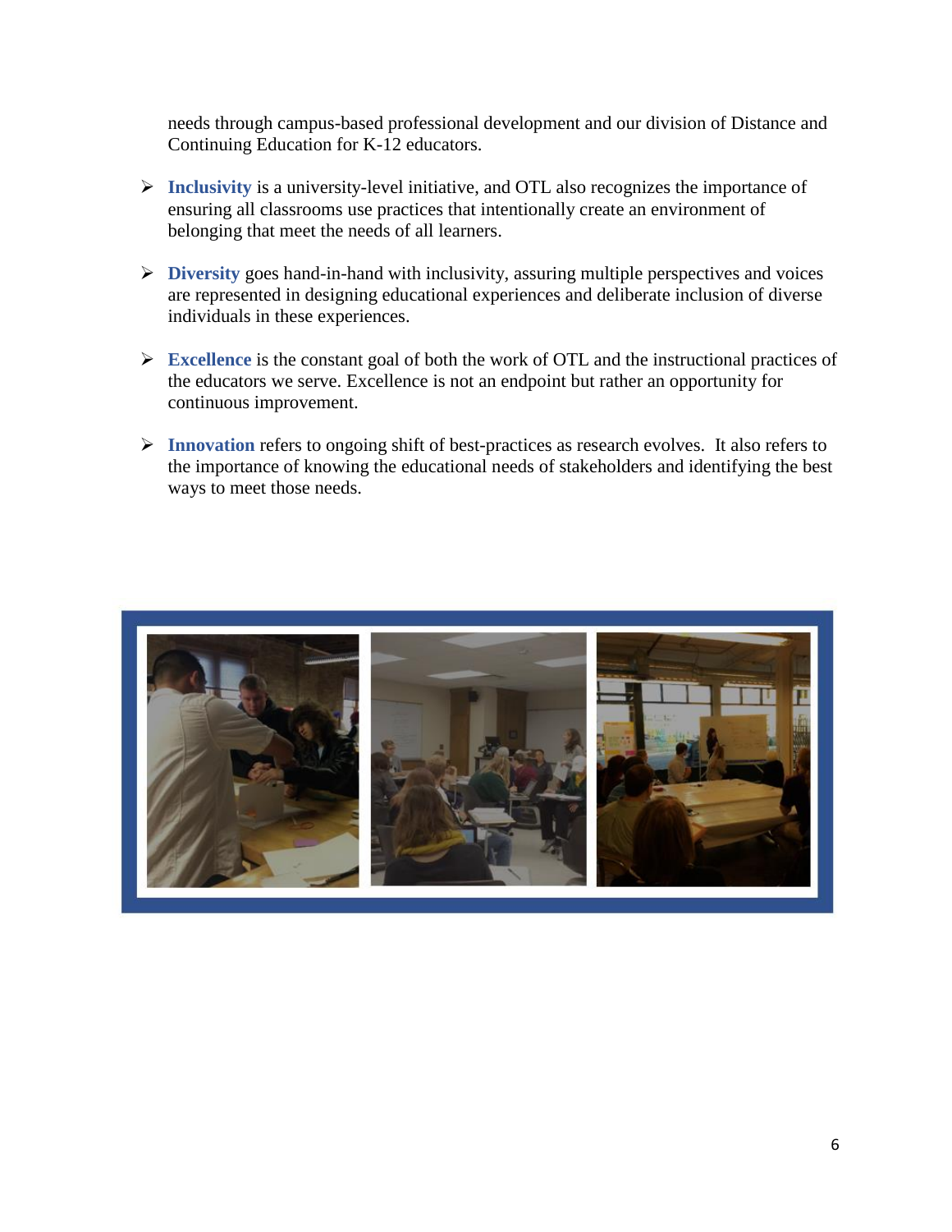needs through campus-based professional development and our division of Distance and Continuing Education for K-12 educators.

- **Inclusivity** is a university-level initiative, and OTL also recognizes the importance of ensuring all classrooms use practices that intentionally create an environment of belonging that meet the needs of all learners.

- **Diversity** goes hand-in-hand with inclusivity, assuring multiple perspectives and voices are represented in designing educational experiences and deliberate inclusion of diverse individuals in these experiences.

- **Excellence** is the constant goal of both the work of OTL and the instructional practices of the educators we serve. Excellence is not an endpoint but rather an opportunity for continuous improvement.

- **Innovation** refers to ongoing shift of best-practices as research evolves. It also refers to the importance of knowing the educational needs of stakeholders and identifying the best ways to meet those needs.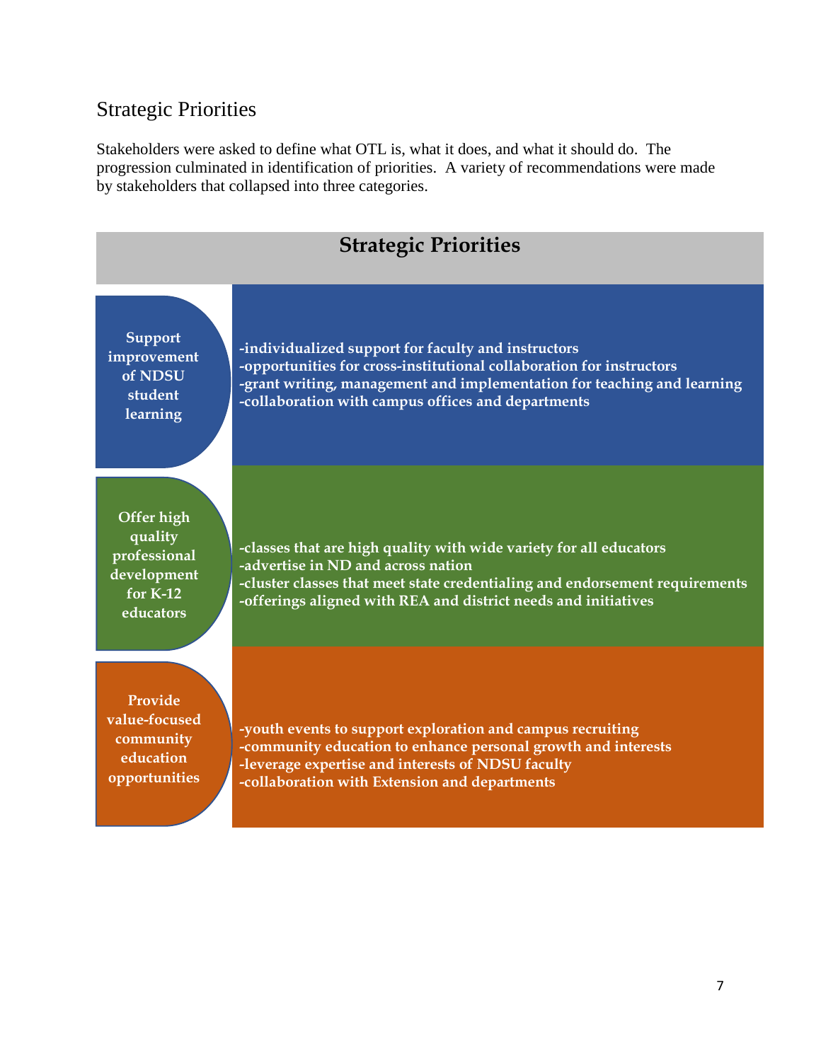## Strategic Priorities

Stakeholders were asked to define what OTL is, what it does, and what it should do. The progression culminated in identification of priorities. A variety of recommendations were made by stakeholders that collapsed into three categories.

| Strategic Priorities | |
|---|---|
| **Support improvement of NDSU student learning** | **-individualized support for faculty and instructors**<br>**-opportunities for cross-institutional collaboration for instructors**<br>**-grant writing, management and implementation for teaching and learning**<br>**-collaboration with campus offices and departments** |
| **Offer high quality professional development for K-12 educators** | **-classes that are high quality with wide variety for all educators**<br>**-advertise in ND and across nation**<br>**-cluster classes that meet state credentialing and endorsement requirements**<br>**-offerings aligned with REA and district needs and initiatives** |
| **Provide value-focused community education opportunities** | **-youth events to support exploration and campus recruiting**<br>**-community education to enhance personal growth and interests**<br>**-leverage expertise and interests of NDSU faculty**<br>**-collaboration with Extension and departments** |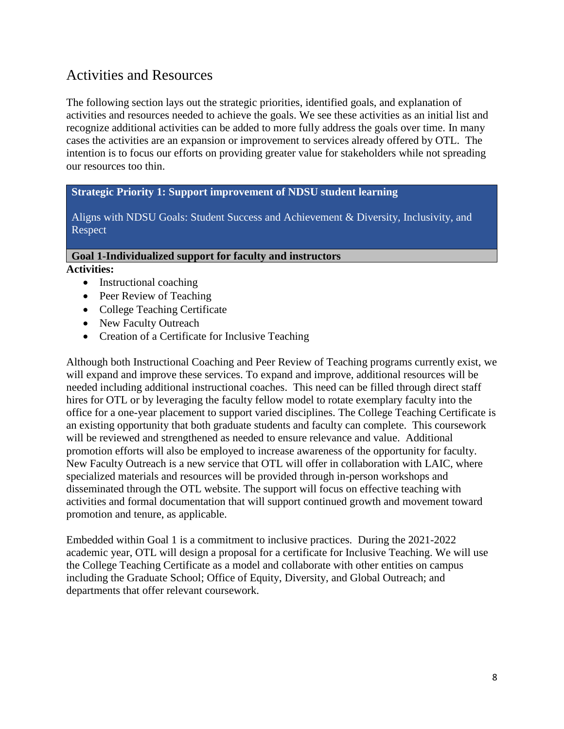## Activities and Resources

The following section lays out the strategic priorities, identified goals, and explanation of activities and resources needed to achieve the goals. We see these activities as an initial list and recognize additional activities can be added to more fully address the goals over time. In many cases the activities are an expansion or improvement to services already offered by OTL. The intention is to focus our efforts on providing greater value for stakeholders while not spreading our resources too thin.

### Strategic Priority 1: Support improvement of NDSU student learning

Aligns with NDSU Goals: Student Success and Achievement & Diversity, Inclusivity, and Respect

#### Goal 1-Individualized support for faculty and instructors

**Activities:**

- Instructional coaching
- Peer Review of Teaching
- College Teaching Certificate
- New Faculty Outreach
- Creation of a Certificate for Inclusive Teaching

Although both Instructional Coaching and Peer Review of Teaching programs currently exist, we will expand and improve these services. To expand and improve, additional resources will be needed including additional instructional coaches. This need can be filled through direct staff hires for OTL or by leveraging the faculty fellow model to rotate exemplary faculty into the office for a one-year placement to support varied disciplines. The College Teaching Certificate is an existing opportunity that both graduate students and faculty can complete. This coursework will be reviewed and strengthened as needed to ensure relevance and value. Additional promotion efforts will also be employed to increase awareness of the opportunity for faculty. New Faculty Outreach is a new service that OTL will offer in collaboration with LAIC, where specialized materials and resources will be provided through in-person workshops and disseminated through the OTL website. The support will focus on effective teaching with activities and formal documentation that will support continued growth and movement toward promotion and tenure, as applicable.

Embedded within Goal 1 is a commitment to inclusive practices. During the 2021-2022 academic year, OTL will design a proposal for a certificate for Inclusive Teaching. We will use the College Teaching Certificate as a model and collaborate with other entities on campus including the Graduate School; Office of Equity, Diversity, and Global Outreach; and departments that offer relevant coursework.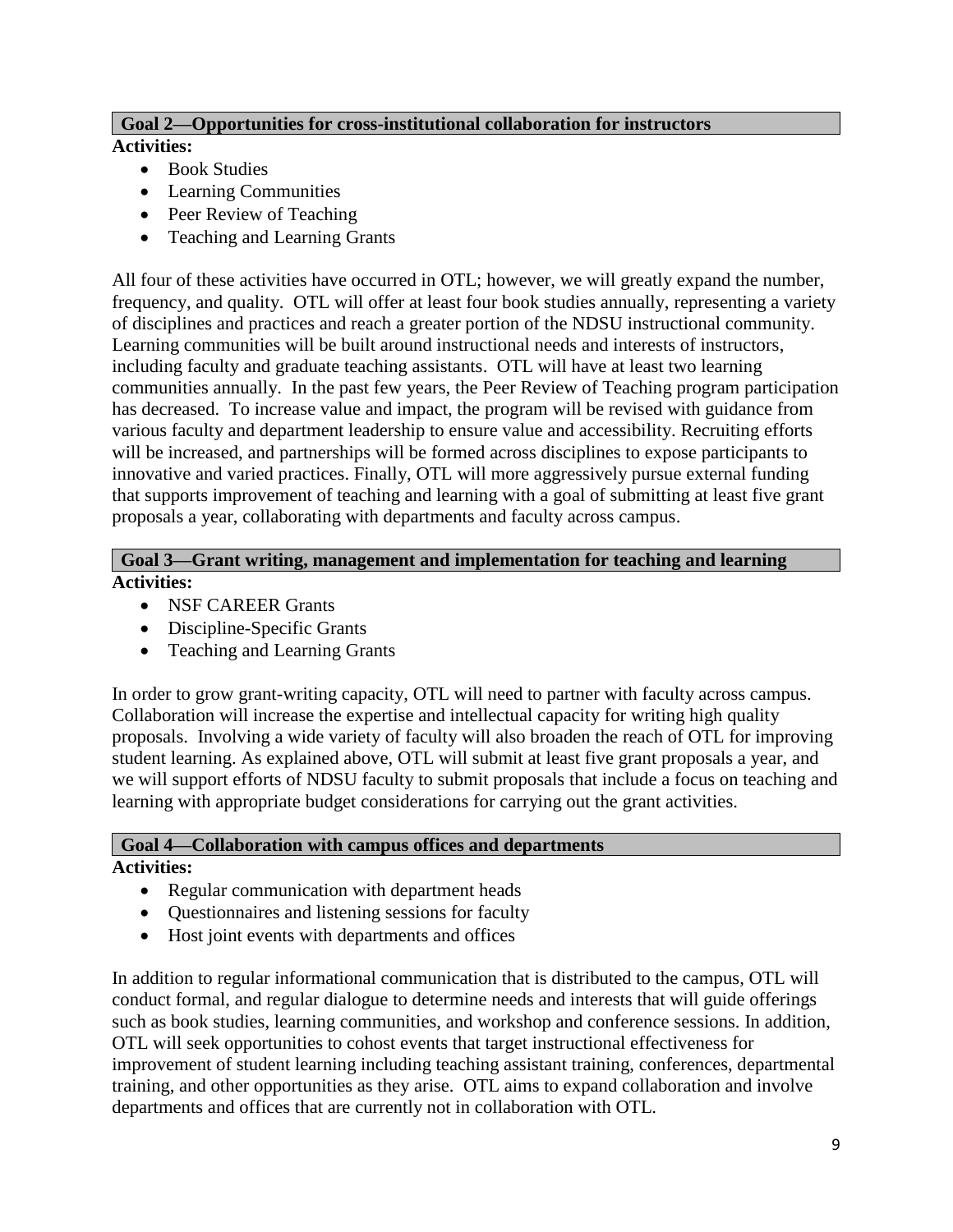## Goal 2—Opportunities for cross-institutional collaboration for instructors

**Activities:**

- Book Studies
- Learning Communities
- Peer Review of Teaching
- Teaching and Learning Grants

All four of these activities have occurred in OTL; however, we will greatly expand the number, frequency, and quality. OTL will offer at least four book studies annually, representing a variety of disciplines and practices and reach a greater portion of the NDSU instructional community. Learning communities will be built around instructional needs and interests of instructors, including faculty and graduate teaching assistants. OTL will have at least two learning communities annually. In the past few years, the Peer Review of Teaching program participation has decreased. To increase value and impact, the program will be revised with guidance from various faculty and department leadership to ensure value and accessibility. Recruiting efforts will be increased, and partnerships will be formed across disciplines to expose participants to innovative and varied practices. Finally, OTL will more aggressively pursue external funding that supports improvement of teaching and learning with a goal of submitting at least five grant proposals a year, collaborating with departments and faculty across campus.

## Goal 3—Grant writing, management and implementation for teaching and learning

**Activities:**

- NSF CAREER Grants
- Discipline-Specific Grants
- Teaching and Learning Grants

In order to grow grant-writing capacity, OTL will need to partner with faculty across campus. Collaboration will increase the expertise and intellectual capacity for writing high quality proposals. Involving a wide variety of faculty will also broaden the reach of OTL for improving student learning. As explained above, OTL will submit at least five grant proposals a year, and we will support efforts of NDSU faculty to submit proposals that include a focus on teaching and learning with appropriate budget considerations for carrying out the grant activities.

## Goal 4—Collaboration with campus offices and departments

**Activities:**

- Regular communication with department heads
- Questionnaires and listening sessions for faculty
- Host joint events with departments and offices

In addition to regular informational communication that is distributed to the campus, OTL will conduct formal, and regular dialogue to determine needs and interests that will guide offerings such as book studies, learning communities, and workshop and conference sessions. In addition, OTL will seek opportunities to cohost events that target instructional effectiveness for improvement of student learning including teaching assistant training, conferences, departmental training, and other opportunities as they arise. OTL aims to expand collaboration and involve departments and offices that are currently not in collaboration with OTL.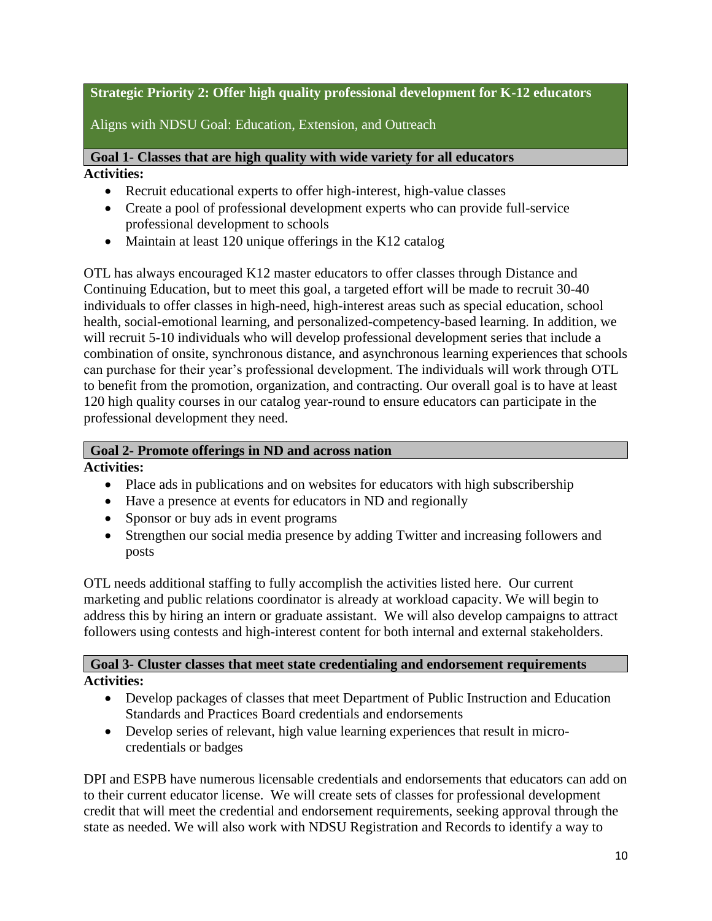## Strategic Priority 2: Offer high quality professional development for K-12 educators

Aligns with NDSU Goal: Education, Extension, and Outreach

### Goal 1- Classes that are high quality with wide variety for all educators

**Activities:**

- Recruit educational experts to offer high-interest, high-value classes
- Create a pool of professional development experts who can provide full-service professional development to schools
- Maintain at least 120 unique offerings in the K12 catalog

OTL has always encouraged K12 master educators to offer classes through Distance and Continuing Education, but to meet this goal, a targeted effort will be made to recruit 30-40 individuals to offer classes in high-need, high-interest areas such as special education, school health, social-emotional learning, and personalized-competency-based learning. In addition, we will recruit 5-10 individuals who will develop professional development series that include a combination of onsite, synchronous distance, and asynchronous learning experiences that schools can purchase for their year's professional development. The individuals will work through OTL to benefit from the promotion, organization, and contracting. Our overall goal is to have at least 120 high quality courses in our catalog year-round to ensure educators can participate in the professional development they need.

### Goal 2- Promote offerings in ND and across nation

**Activities:**

- Place ads in publications and on websites for educators with high subscribership
- Have a presence at events for educators in ND and regionally
- Sponsor or buy ads in event programs
- Strengthen our social media presence by adding Twitter and increasing followers and posts

OTL needs additional staffing to fully accomplish the activities listed here. Our current marketing and public relations coordinator is already at workload capacity. We will begin to address this by hiring an intern or graduate assistant. We will also develop campaigns to attract followers using contests and high-interest content for both internal and external stakeholders.

### Goal 3- Cluster classes that meet state credentialing and endorsement requirements

**Activities:**

- Develop packages of classes that meet Department of Public Instruction and Education Standards and Practices Board credentials and endorsements
- Develop series of relevant, high value learning experiences that result in micro-credentials or badges

DPI and ESPB have numerous licensable credentials and endorsements that educators can add on to their current educator license. We will create sets of classes for professional development credit that will meet the credential and endorsement requirements, seeking approval through the state as needed. We will also work with NDSU Registration and Records to identify a way to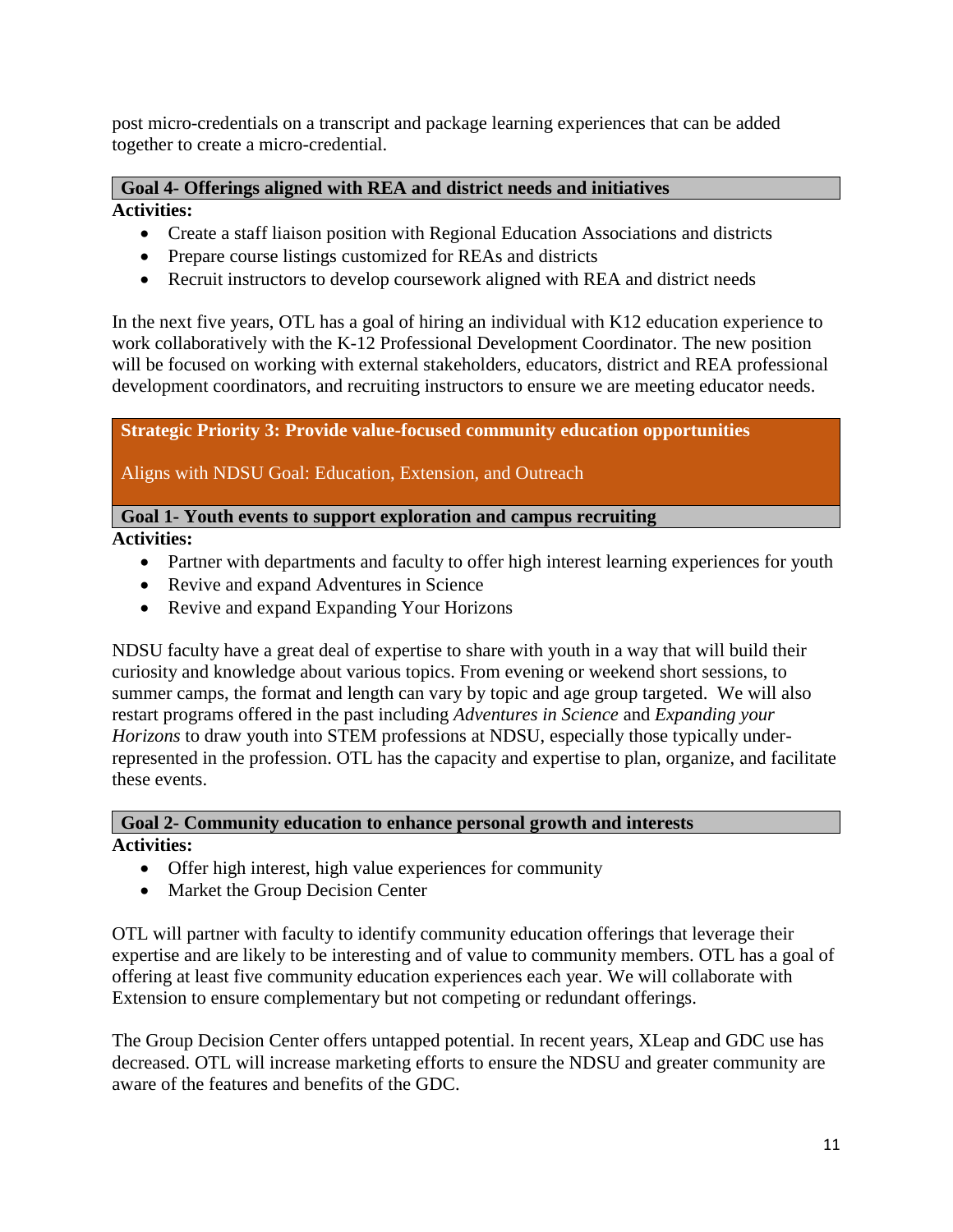post micro-credentials on a transcript and package learning experiences that can be added together to create a micro-credential.

### Goal 4- Offerings aligned with REA and district needs and initiatives

**Activities:**

- Create a staff liaison position with Regional Education Associations and districts
- Prepare course listings customized for REAs and districts
- Recruit instructors to develop coursework aligned with REA and district needs

In the next five years, OTL has a goal of hiring an individual with K12 education experience to work collaboratively with the K-12 Professional Development Coordinator. The new position will be focused on working with external stakeholders, educators, district and REA professional development coordinators, and recruiting instructors to ensure we are meeting educator needs.

## Strategic Priority 3: Provide value-focused community education opportunities

Aligns with NDSU Goal: Education, Extension, and Outreach

### Goal 1- Youth events to support exploration and campus recruiting

**Activities:**

- Partner with departments and faculty to offer high interest learning experiences for youth
- Revive and expand Adventures in Science
- Revive and expand Expanding Your Horizons

NDSU faculty have a great deal of expertise to share with youth in a way that will build their curiosity and knowledge about various topics. From evening or weekend short sessions, to summer camps, the format and length can vary by topic and age group targeted. We will also restart programs offered in the past including *Adventures in Science* and *Expanding your Horizons* to draw youth into STEM professions at NDSU, especially those typically under-represented in the profession. OTL has the capacity and expertise to plan, organize, and facilitate these events.

### Goal 2- Community education to enhance personal growth and interests

**Activities:**

- Offer high interest, high value experiences for community
- Market the Group Decision Center

OTL will partner with faculty to identify community education offerings that leverage their expertise and are likely to be interesting and of value to community members. OTL has a goal of offering at least five community education experiences each year. We will collaborate with Extension to ensure complementary but not competing or redundant offerings.

The Group Decision Center offers untapped potential. In recent years, XLeap and GDC use has decreased. OTL will increase marketing efforts to ensure the NDSU and greater community are aware of the features and benefits of the GDC.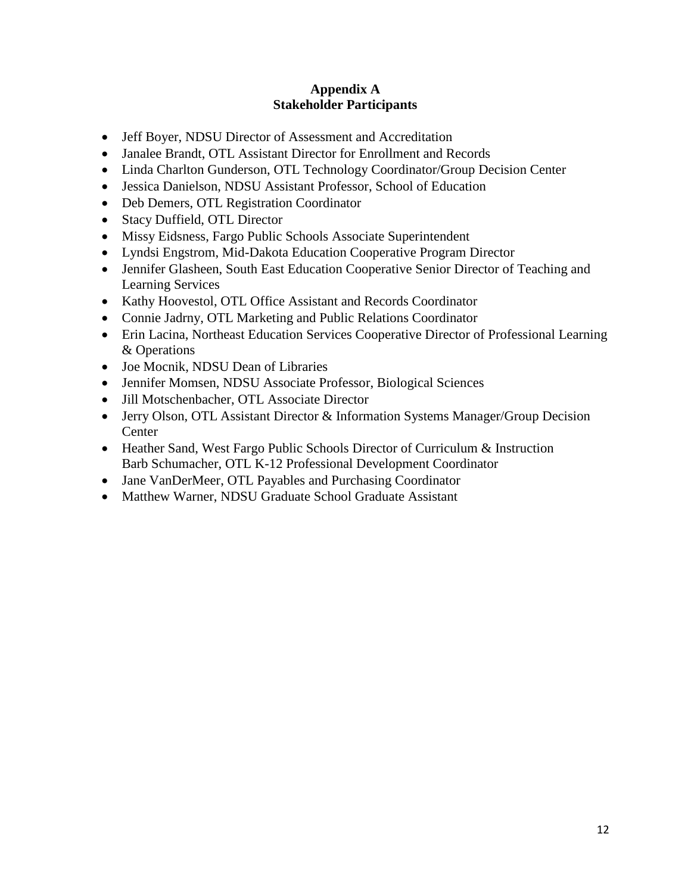**Appendix A**
**Stakeholder Participants**

- Jeff Boyer, NDSU Director of Assessment and Accreditation
- Janalee Brandt, OTL Assistant Director for Enrollment and Records
- Linda Charlton Gunderson, OTL Technology Coordinator/Group Decision Center
- Jessica Danielson, NDSU Assistant Professor, School of Education
- Deb Demers, OTL Registration Coordinator
- Stacy Duffield, OTL Director
- Missy Eidsness, Fargo Public Schools Associate Superintendent
- Lyndsi Engstrom, Mid-Dakota Education Cooperative Program Director
- Jennifer Glasheen, South East Education Cooperative Senior Director of Teaching and Learning Services
- Kathy Hoovestol, OTL Office Assistant and Records Coordinator
- Connie Jadrny, OTL Marketing and Public Relations Coordinator
- Erin Lacina, Northeast Education Services Cooperative Director of Professional Learning & Operations
- Joe Mocnik, NDSU Dean of Libraries
- Jennifer Momsen, NDSU Associate Professor, Biological Sciences
- Jill Motschenbacher, OTL Associate Director
- Jerry Olson, OTL Assistant Director & Information Systems Manager/Group Decision Center
- Heather Sand, West Fargo Public Schools Director of Curriculum & Instruction
  Barb Schumacher, OTL K-12 Professional Development Coordinator
- Jane VanDerMeer, OTL Payables and Purchasing Coordinator
- Matthew Warner, NDSU Graduate School Graduate Assistant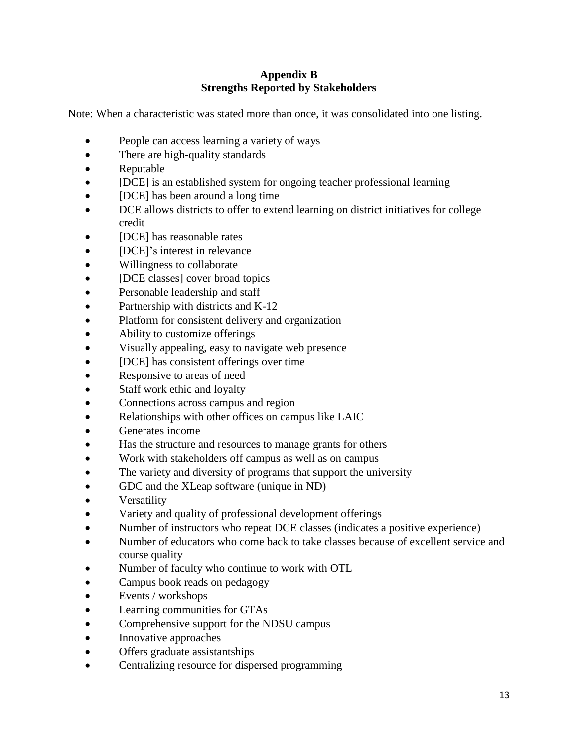# Appendix B
## Strengths Reported by Stakeholders

Note: When a characteristic was stated more than once, it was consolidated into one listing.

- People can access learning a variety of ways
- There are high-quality standards
- Reputable
- [DCE] is an established system for ongoing teacher professional learning
- [DCE] has been around a long time
- DCE allows districts to offer to extend learning on district initiatives for college credit
- [DCE] has reasonable rates
- [DCE]'s interest in relevance
- Willingness to collaborate
- [DCE classes] cover broad topics
- Personable leadership and staff
- Partnership with districts and K-12
- Platform for consistent delivery and organization
- Ability to customize offerings
- Visually appealing, easy to navigate web presence
- [DCE] has consistent offerings over time
- Responsive to areas of need
- Staff work ethic and loyalty
- Connections across campus and region
- Relationships with other offices on campus like LAIC
- Generates income
- Has the structure and resources to manage grants for others
- Work with stakeholders off campus as well as on campus
- The variety and diversity of programs that support the university
- GDC and the XLeap software (unique in ND)
- Versatility
- Variety and quality of professional development offerings
- Number of instructors who repeat DCE classes (indicates a positive experience)
- Number of educators who come back to take classes because of excellent service and course quality
- Number of faculty who continue to work with OTL
- Campus book reads on pedagogy
- Events / workshops
- Learning communities for GTAs
- Comprehensive support for the NDSU campus
- Innovative approaches
- Offers graduate assistantships
- Centralizing resource for dispersed programming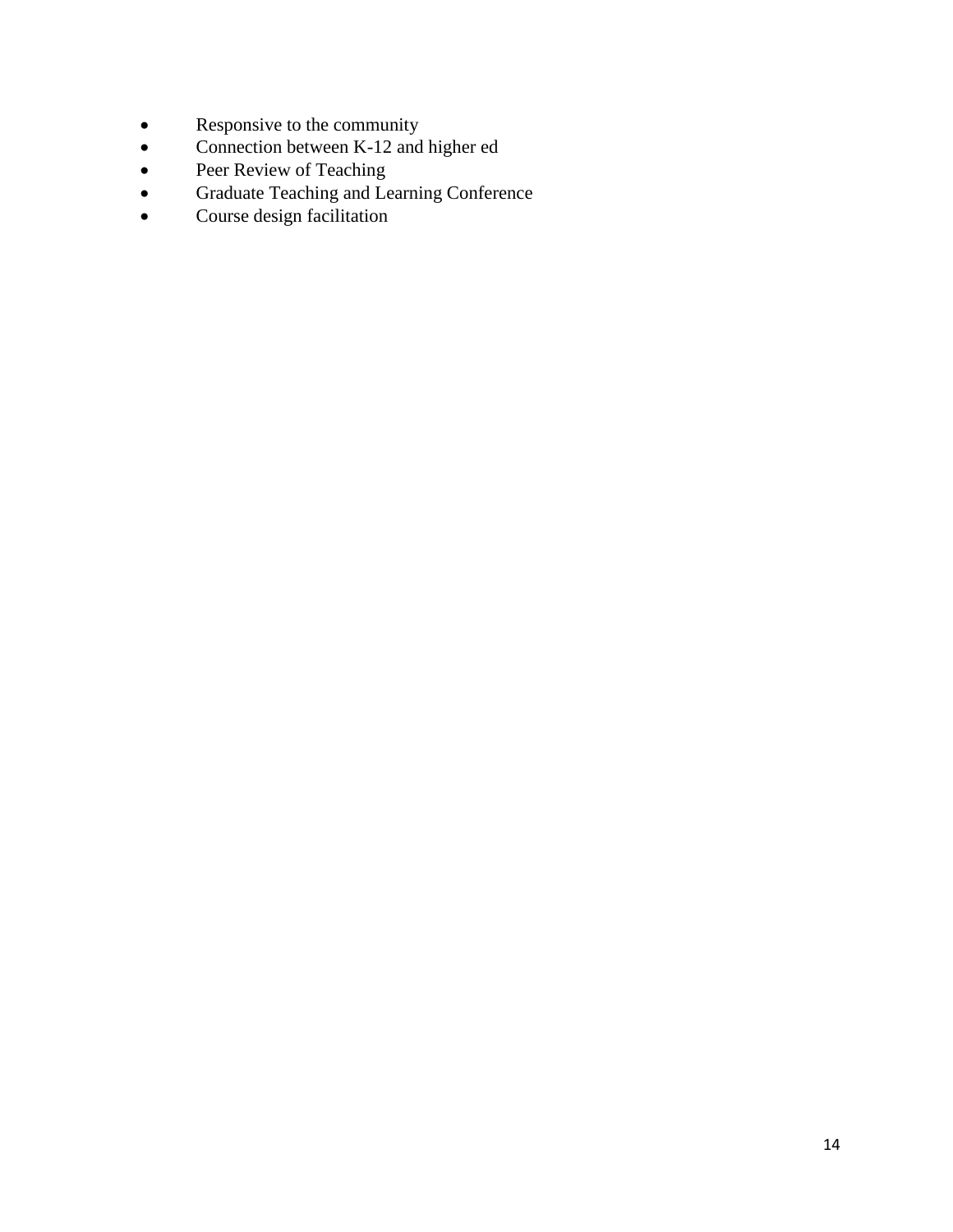- Responsive to the community
- Connection between K-12 and higher ed
- Peer Review of Teaching
- Graduate Teaching and Learning Conference
- Course design facilitation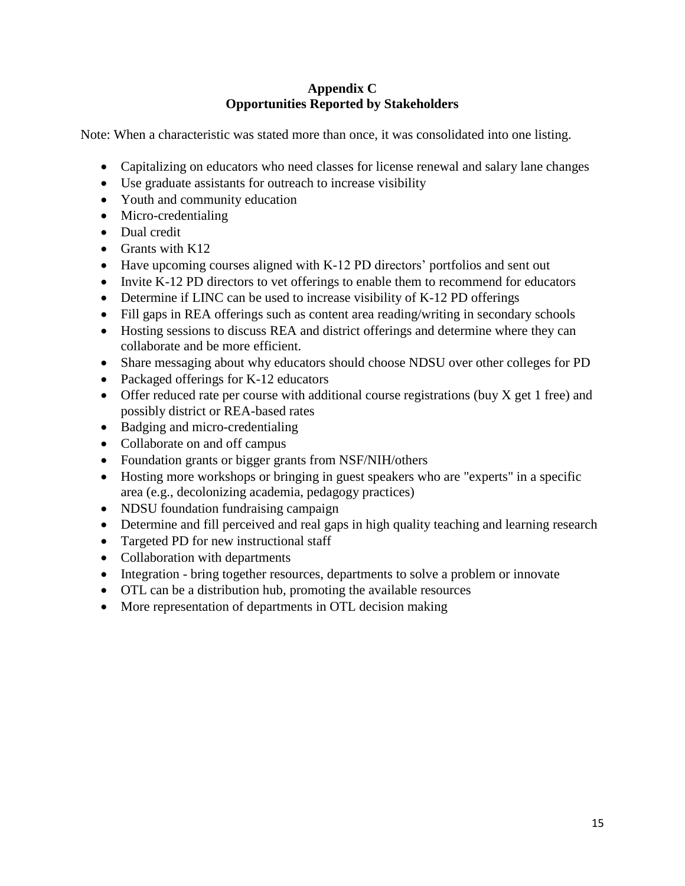## Appendix C
## Opportunities Reported by Stakeholders

Note: When a characteristic was stated more than once, it was consolidated into one listing.

- Capitalizing on educators who need classes for license renewal and salary lane changes
- Use graduate assistants for outreach to increase visibility
- Youth and community education
- Micro-credentialing
- Dual credit
- Grants with K12
- Have upcoming courses aligned with K-12 PD directors' portfolios and sent out
- Invite K-12 PD directors to vet offerings to enable them to recommend for educators
- Determine if LINC can be used to increase visibility of K-12 PD offerings
- Fill gaps in REA offerings such as content area reading/writing in secondary schools
- Hosting sessions to discuss REA and district offerings and determine where they can collaborate and be more efficient.
- Share messaging about why educators should choose NDSU over other colleges for PD
- Packaged offerings for K-12 educators
- Offer reduced rate per course with additional course registrations (buy X get 1 free) and possibly district or REA-based rates
- Badging and micro-credentialing
- Collaborate on and off campus
- Foundation grants or bigger grants from NSF/NIH/others
- Hosting more workshops or bringing in guest speakers who are "experts" in a specific area (e.g., decolonizing academia, pedagogy practices)
- NDSU foundation fundraising campaign
- Determine and fill perceived and real gaps in high quality teaching and learning research
- Targeted PD for new instructional staff
- Collaboration with departments
- Integration - bring together resources, departments to solve a problem or innovate
- OTL can be a distribution hub, promoting the available resources
- More representation of departments in OTL decision making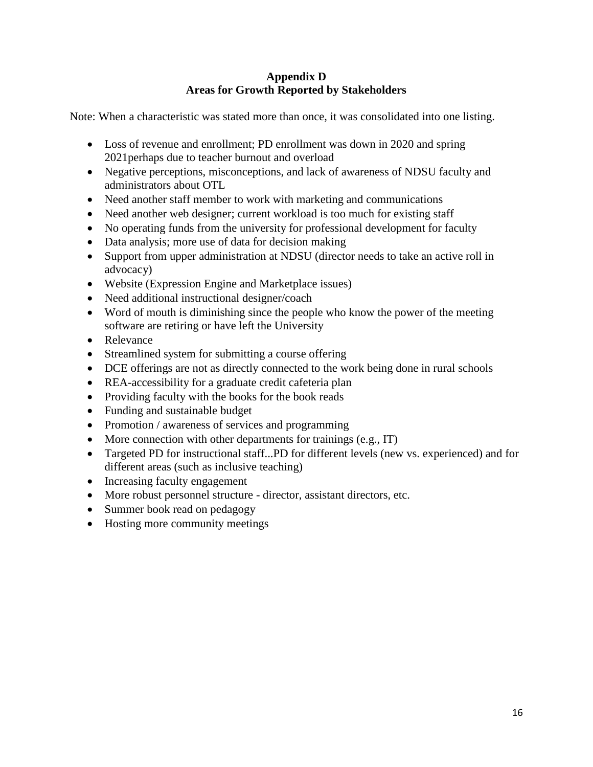# Appendix D
## Areas for Growth Reported by Stakeholders

Note: When a characteristic was stated more than once, it was consolidated into one listing.

- Loss of revenue and enrollment; PD enrollment was down in 2020 and spring 2021perhaps due to teacher burnout and overload
- Negative perceptions, misconceptions, and lack of awareness of NDSU faculty and administrators about OTL
- Need another staff member to work with marketing and communications
- Need another web designer; current workload is too much for existing staff
- No operating funds from the university for professional development for faculty
- Data analysis; more use of data for decision making
- Support from upper administration at NDSU (director needs to take an active roll in advocacy)
- Website (Expression Engine and Marketplace issues)
- Need additional instructional designer/coach
- Word of mouth is diminishing since the people who know the power of the meeting software are retiring or have left the University
- Relevance
- Streamlined system for submitting a course offering
- DCE offerings are not as directly connected to the work being done in rural schools
- REA-accessibility for a graduate credit cafeteria plan
- Providing faculty with the books for the book reads
- Funding and sustainable budget
- Promotion / awareness of services and programming
- More connection with other departments for trainings (e.g., IT)
- Targeted PD for instructional staff...PD for different levels (new vs. experienced) and for different areas (such as inclusive teaching)
- Increasing faculty engagement
- More robust personnel structure - director, assistant directors, etc.
- Summer book read on pedagogy
- Hosting more community meetings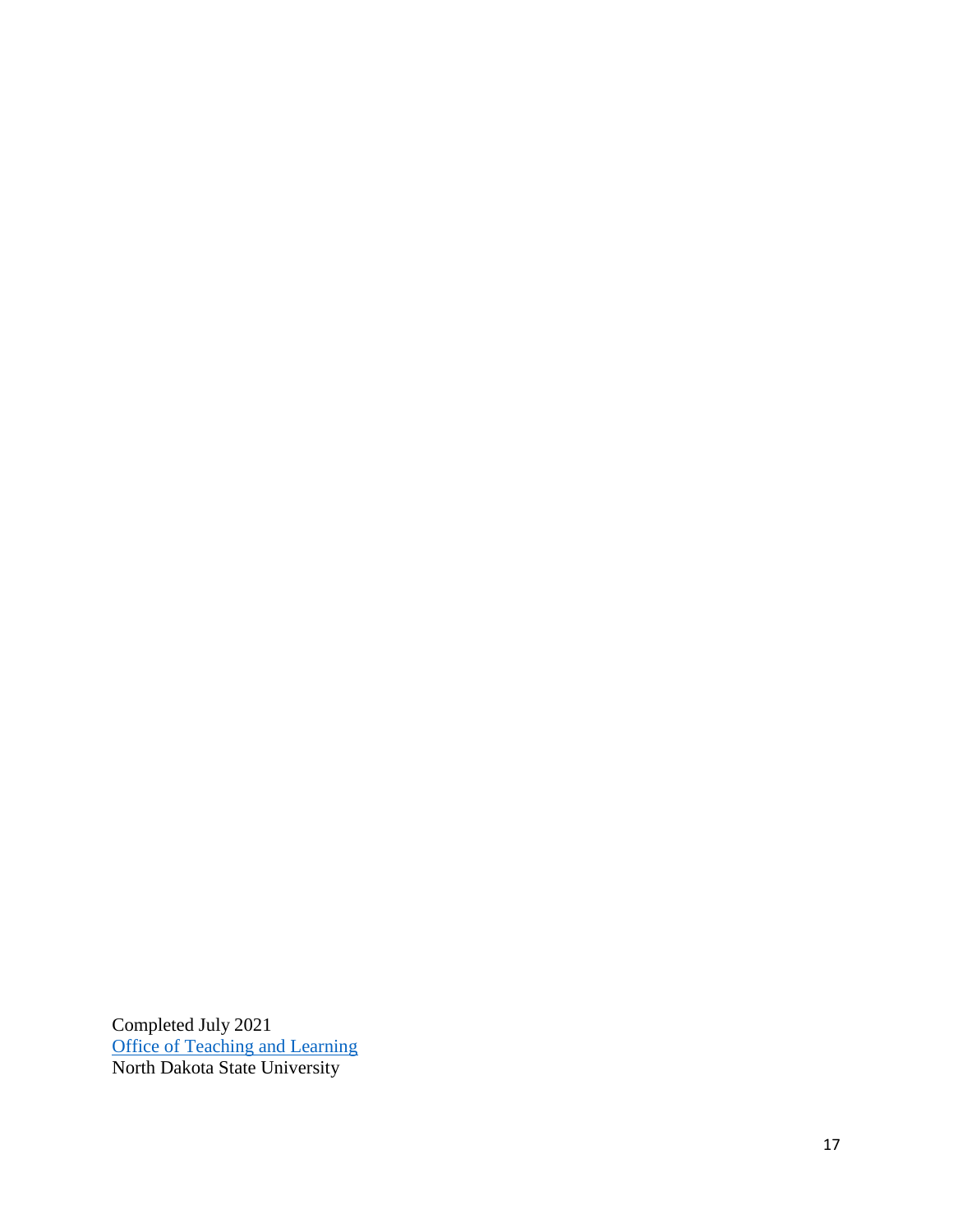Completed July 2021
[Office of Teaching and Learning]
North Dakota State University